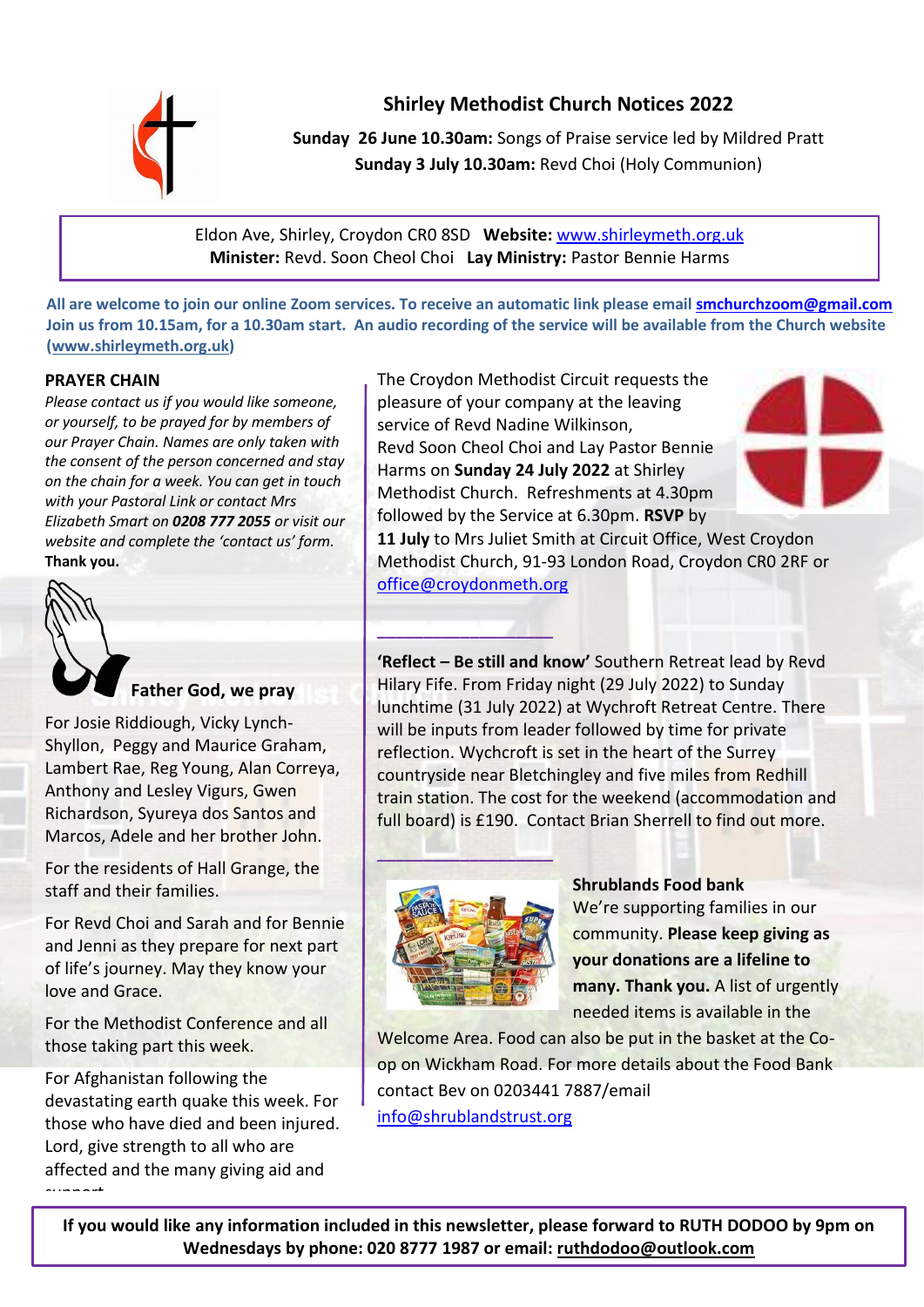# Shirley Methodist Church Notices 2022

**Sunday 26 June 10.30am:** Songs of Praise service led by Mildred Pratt
**Sunday 3 July 10.30am:** Revd Choi (Holy Communion)

Eldon Ave, Shirley, Croydon CR0 8SD **Website:** www.shirleymeth.org.uk
**Minister:** Revd. Soon Cheol Choi **Lay Ministry:** Pastor Bennie Harms

**All are welcome to join our online Zoom services. To receive an automatic link please email smchurchzoom@gmail.com Join us from 10.15am, for a 10.30am start. An audio recording of the service will be available from the Church website (www.shirleymeth.org.uk)**

## PRAYER CHAIN

*Please contact us if you would like someone, or yourself, to be prayed for by members of our Prayer Chain. Names are only taken with the consent of the person concerned and stay on the chain for a week. You can get in touch with your Pastoral Link or contact Mrs Elizabeth Smart on **0208 777 2055** or visit our website and complete the 'contact us' form.*
**Thank you.**

### Father God, we pray

For Josie Riddiough, Vicky Lynch-Shyllon, Peggy and Maurice Graham, Lambert Rae, Reg Young, Alan Correya, Anthony and Lesley Vigurs, Gwen Richardson, Syureya dos Santos and Marcos, Adele and her brother John.

For the residents of Hall Grange, the staff and their families.

For Revd Choi and Sarah and for Bennie and Jenni as they prepare for next part of life's journey. May they know your love and Grace.

For the Methodist Conference and all those taking part this week.

For Afghanistan following the devastating earth quake this week. For those who have died and been injured. Lord, give strength to all who are affected and the many giving aid and support.

The Croydon Methodist Circuit requests the pleasure of your company at the leaving service of Revd Nadine Wilkinson, Revd Soon Cheol Choi and Lay Pastor Bennie Harms on **Sunday 24 July 2022** at Shirley Methodist Church. Refreshments at 4.30pm followed by the Service at 6.30pm. **RSVP** by **11 July** to Mrs Juliet Smith at Circuit Office, West Croydon Methodist Church, 91-93 London Road, Croydon CR0 2RF or office@croydonmeth.org

---

**'Reflect – Be still and know'** Southern Retreat lead by Revd Hilary Fife. From Friday night (29 July 2022) to Sunday lunchtime (31 July 2022) at Wychroft Retreat Centre. There will be inputs from leader followed by time for private reflection. Wychcroft is set in the heart of the Surrey countryside near Bletchingley and five miles from Redhill train station. The cost for the weekend (accommodation and full board) is £190. Contact Brian Sherrell to find out more.

---

## Shrublands Food bank

We're supporting families in our community. **Please keep giving as your donations are a lifeline to many. Thank you.** A list of urgently needed items is available in the Welcome Area. Food can also be put in the basket at the Co-op on Wickham Road. For more details about the Food Bank contact Bev on 0203441 7887/email info@shrublandstrust.org

**If you would like any information included in this newsletter, please forward to RUTH DODOO by 9pm on Wednesdays by phone: 020 8777 1987 or email: ruthdodoo@outlook.com**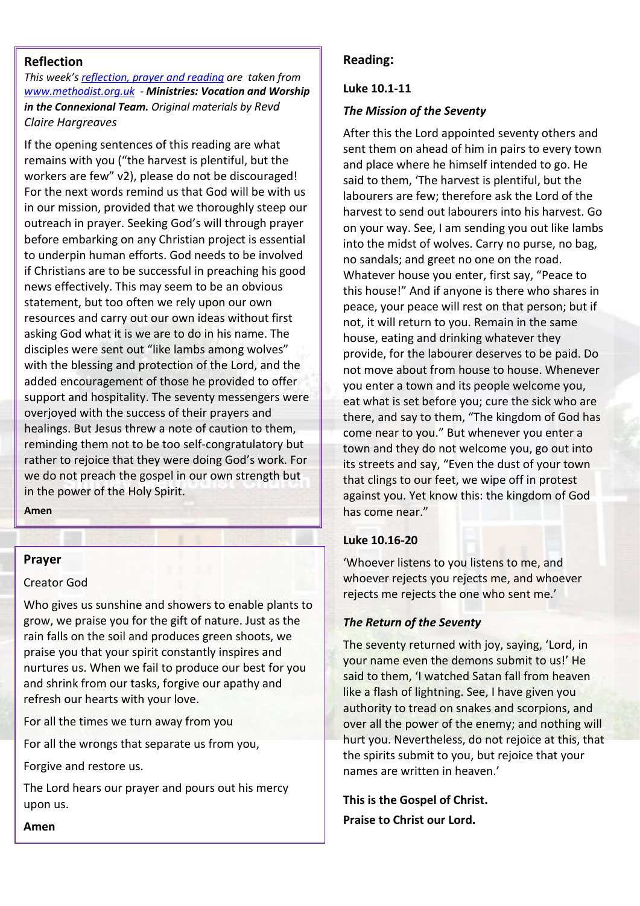## Reflection

*This week's [reflection, prayer and reading](reflection, prayer and reading) are taken from [www.methodist.org.uk](www.methodist.org.uk) - **Ministries: Vocation and Worship in the Connexional Team.** Original materials by Revd Claire Hargreaves*

If the opening sentences of this reading are what remains with you ("the harvest is plentiful, but the workers are few" v2), please do not be discouraged! For the next words remind us that God will be with us in our mission, provided that we thoroughly steep our outreach in prayer. Seeking God's will through prayer before embarking on any Christian project is essential to underpin human efforts. God needs to be involved if Christians are to be successful in preaching his good news effectively. This may seem to be an obvious statement, but too often we rely upon our own resources and carry out our own ideas without first asking God what it is we are to do in his name. The disciples were sent out "like lambs among wolves" with the blessing and protection of the Lord, and the added encouragement of those he provided to offer support and hospitality. The seventy messengers were overjoyed with the success of their prayers and healings. But Jesus threw a note of caution to them, reminding them not to be too self-congratulatory but rather to rejoice that they were doing God's work. For we do not preach the gospel in our own strength but in the power of the Holy Spirit.

**Amen**

## Prayer

Creator God

Who gives us sunshine and showers to enable plants to grow, we praise you for the gift of nature. Just as the rain falls on the soil and produces green shoots, we praise you that your spirit constantly inspires and nurtures us. When we fail to produce our best for you and shrink from our tasks, forgive our apathy and refresh our hearts with your love.

For all the times we turn away from you

For all the wrongs that separate us from you,

Forgive and restore us.

The Lord hears our prayer and pours out his mercy upon us.

**Amen**

## Reading:

**Luke 10.1-11**

***The Mission of the Seventy***

After this the Lord appointed seventy others and sent them on ahead of him in pairs to every town and place where he himself intended to go. He said to them, 'The harvest is plentiful, but the labourers are few; therefore ask the Lord of the harvest to send out labourers into his harvest. Go on your way. See, I am sending you out like lambs into the midst of wolves. Carry no purse, no bag, no sandals; and greet no one on the road. Whatever house you enter, first say, "Peace to this house!" And if anyone is there who shares in peace, your peace will rest on that person; but if not, it will return to you. Remain in the same house, eating and drinking whatever they provide, for the labourer deserves to be paid. Do not move about from house to house. Whenever you enter a town and its people welcome you, eat what is set before you; cure the sick who are there, and say to them, "The kingdom of God has come near to you." But whenever you enter a town and they do not welcome you, go out into its streets and say, "Even the dust of your town that clings to our feet, we wipe off in protest against you. Yet know this: the kingdom of God has come near."

**Luke 10.16-20**

'Whoever listens to you listens to me, and whoever rejects you rejects me, and whoever rejects me rejects the one who sent me.'

***The Return of the Seventy***

The seventy returned with joy, saying, 'Lord, in your name even the demons submit to us!' He said to them, 'I watched Satan fall from heaven like a flash of lightning. See, I have given you authority to tread on snakes and scorpions, and over all the power of the enemy; and nothing will hurt you. Nevertheless, do not rejoice at this, that the spirits submit to you, but rejoice that your names are written in heaven.'

**This is the Gospel of Christ.**

**Praise to Christ our Lord.**